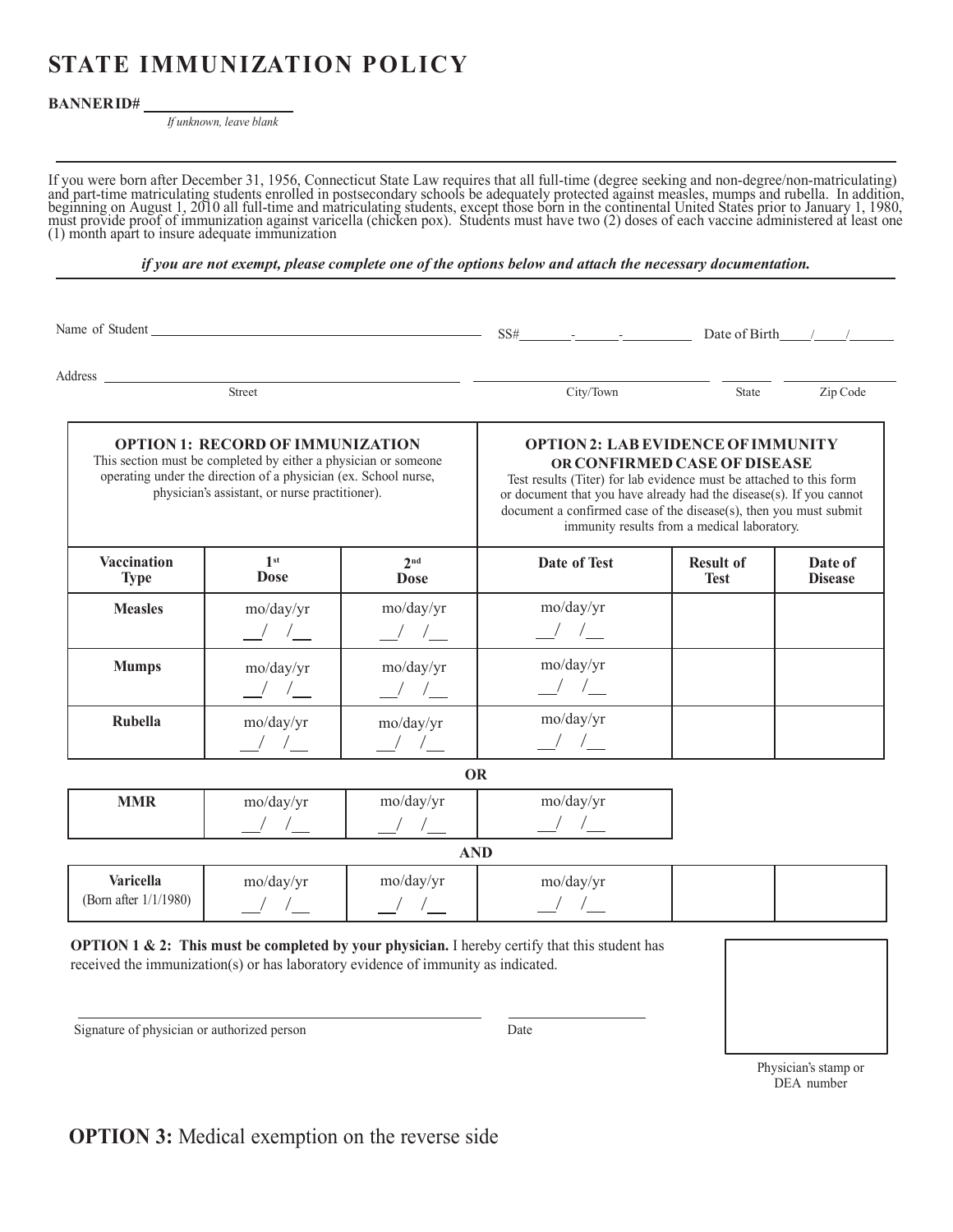# STATE IMMUNIZATION POLICY

**BANNERID#** ____________________
*If unknown, leave blank*

If you were born after December 31, 1956, Connecticut State Law requires that all full-time (degree seeking and non-degree/non-matriculating) and part-time matriculating students enrolled in postsecondary schools be adequately protected against measles, mumps and rubella. In addition, beginning on August 1, 2010 all full-time and matriculating students, except those born in the continental United States prior to January 1, 1980, must provide proof of immunization against varicella (chicken pox). Students must have two (2) doses of each vaccine administered at least one (1) month apart to insure adequate immunization

***if you are not exempt, please complete one of the options below and attach the necessary documentation.***

Name of Student ____________________ SS# ____-____-____ Date of Birth ___/___/___

Address ____________________ ____________________ ________ ________
Street City/Town State Zip Code

| **OPTION 1: RECORD OF IMMUNIZATION** This section must be completed by either a physician or someone operating under the direction of a physician (ex. School nurse, physician's assistant, or nurse practitioner). | | | **OPTION 2: LAB EVIDENCE OF IMMUNITY OR CONFIRMED CASE OF DISEASE** Test results (Titer) for lab evidence must be attached to this form or document that you have already had the disease(s). If you cannot document a confirmed case of the disease(s), then you must submit immunity results from a medical laboratory. | | |
|---|---|---|---|---|---|
| **Vaccination Type** | **1st Dose** | **2nd Dose** | **Date of Test** | **Result of Test** | **Date of Disease** |
| **Measles** | mo/day/yr __/__/__ | mo/day/yr __/__/__ | mo/day/yr __/__/__ | | |
| **Mumps** | mo/day/yr __/__/__ | mo/day/yr __/__/__ | mo/day/yr __/__/__ | | |
| **Rubella** | mo/day/yr __/__/__ | mo/day/yr __/__/__ | mo/day/yr __/__/__ | | |

**OR**

| **MMR** | mo/day/yr __/__/__ | mo/day/yr __/__/__ | mo/day/yr __/__/__ |
|---|---|---|---|

**AND**

| **Varicella** (Born after 1/1/1980) | mo/day/yr __/__/__ | mo/day/yr __/__/__ | mo/day/yr __/__/__ | | |
|---|---|---|---|---|---|

**OPTION 1 & 2: This must be completed by your physician.** I hereby certify that this student has received the immunization(s) or has laboratory evidence of immunity as indicated.

____________________________________ ________________
Signature of physician or authorized person Date

Physician's stamp or DEA number

**OPTION 3:** Medical exemption on the reverse side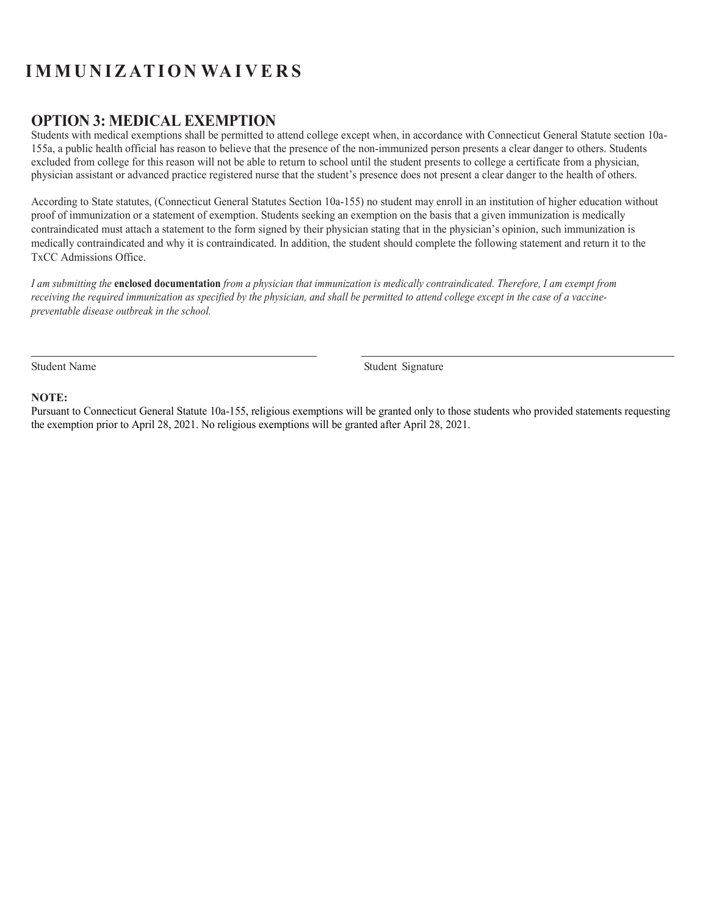# IMMUNIZATION WAIVERS

## OPTION 3: MEDICAL EXEMPTION

Students with medical exemptions shall be permitted to attend college except when, in accordance with Connecticut General Statute section 10a-155a, a public health official has reason to believe that the presence of the non-immunized person presents a clear danger to others. Students excluded from college for this reason will not be able to return to school until the student presents to college a certificate from a physician, physician assistant or advanced practice registered nurse that the student's presence does not present a clear danger to the health of others.

According to State statutes, (Connecticut General Statutes Section 10a-155) no student may enroll in an institution of higher education without proof of immunization or a statement of exemption. Students seeking an exemption on the basis that a given immunization is medically contraindicated must attach a statement to the form signed by their physician stating that in the physician's opinion, such immunization is medically contraindicated and why it is contraindicated. In addition, the student should complete the following statement and return it to the TxCC Admissions Office.

*I am submitting the* **enclosed documentation** *from a physician that immunization is medically contraindicated. Therefore, I am exempt from receiving the required immunization as specified by the physician, and shall be permitted to attend college except in the case of a vaccine-preventable disease outbreak in the school.*

_______________________________________ _______________________________________

Student Name                                                                                     Student Signature

**NOTE:**

Pursuant to Connecticut General Statute 10a-155, religious exemptions will be granted only to those students who provided statements requesting the exemption prior to April 28, 2021. No religious exemptions will be granted after April 28, 2021.